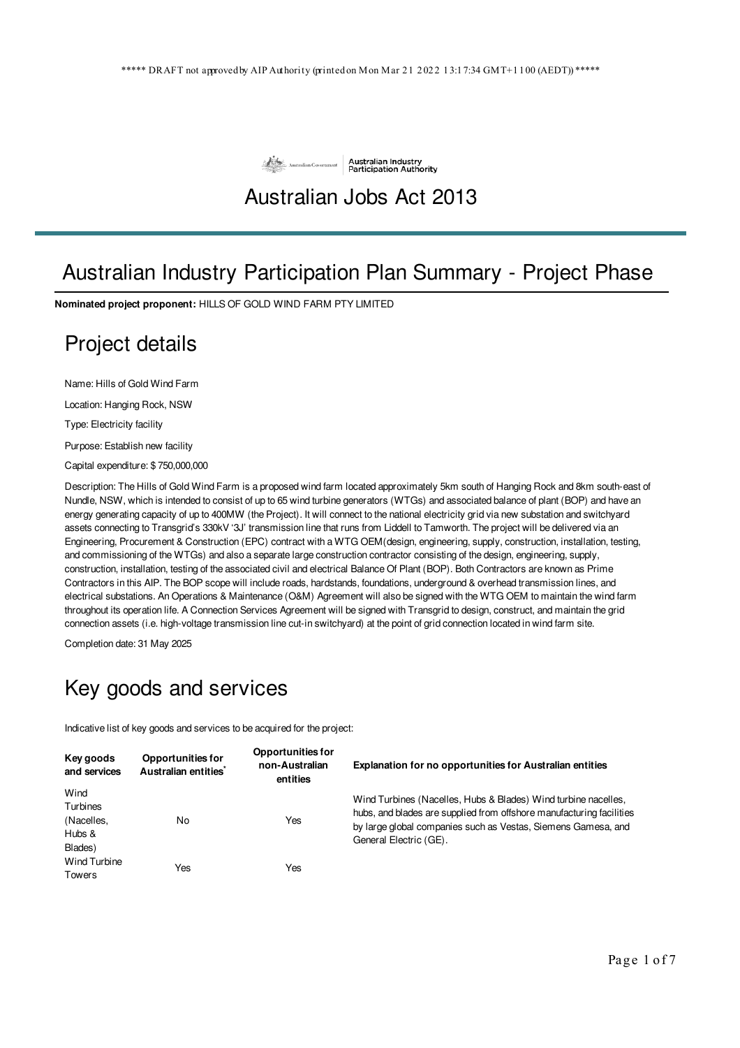***** DRAFT not approved by AIP Authority (printed on Mon Mar 21 2022 13:17:34 GMT+1100 (AEDT)) *****

Australian Industry Participation Authority

# Australian Jobs Act 2013

## Australian Industry Participation Plan Summary - Project Phase

**Nominated project proponent:** HILLS OF GOLD WIND FARM PTY LIMITED

## Project details

Name: Hills of Gold Wind Farm

Location: Hanging Rock, NSW

Type: Electricity facility

Purpose: Establish new facility

Capital expenditure: $ 750,000,000

Description: The Hills of Gold Wind Farm is a proposed wind farm located approximately 5km south of Hanging Rock and 8km south-east of Nundle, NSW, which is intended to consist of up to 65 wind turbine generators (WTGs) and associated balance of plant (BOP) and have an energy generating capacity of up to 400MW (the Project). It will connect to the national electricity grid via new substation and switchyard assets connecting to Transgrid's 330kV '3J' transmission line that runs from Liddell to Tamworth. The project will be delivered via an Engineering, Procurement & Construction (EPC) contract with a WTG OEM(design, engineering, supply, construction, installation, testing, and commissioning of the WTGs) and also a separate large construction contractor consisting of the design, engineering, supply, construction, installation, testing of the associated civil and electrical Balance Of Plant (BOP). Both Contractors are known as Prime Contractors in this AIP. The BOP scope will include roads, hardstands, foundations, underground & overhead transmission lines, and electrical substations. An Operations & Maintenance (O&M) Agreement will also be signed with the WTG OEM to maintain the wind farm throughout its operation life. A Connection Services Agreement will be signed with Transgrid to design, construct, and maintain the grid connection assets (i.e. high-voltage transmission line cut-in switchyard) at the point of grid connection located in wind farm site.

Completion date: 31 May 2025

## Key goods and services

Indicative list of key goods and services to be acquired for the project:

| Key goods and services | Opportunities for Australian entities* | Opportunities for non-Australian entities | Explanation for no opportunities for Australian entities |
|---|---|---|---|
| Wind Turbines (Nacelles, Hubs & Blades) | No | Yes | Wind Turbines (Nacelles, Hubs & Blades) Wind turbine nacelles, hubs, and blades are supplied from offshore manufacturing facilities by large global companies such as Vestas, Siemens Gamesa, and General Electric (GE). |
| Wind Turbine Towers | Yes | Yes | |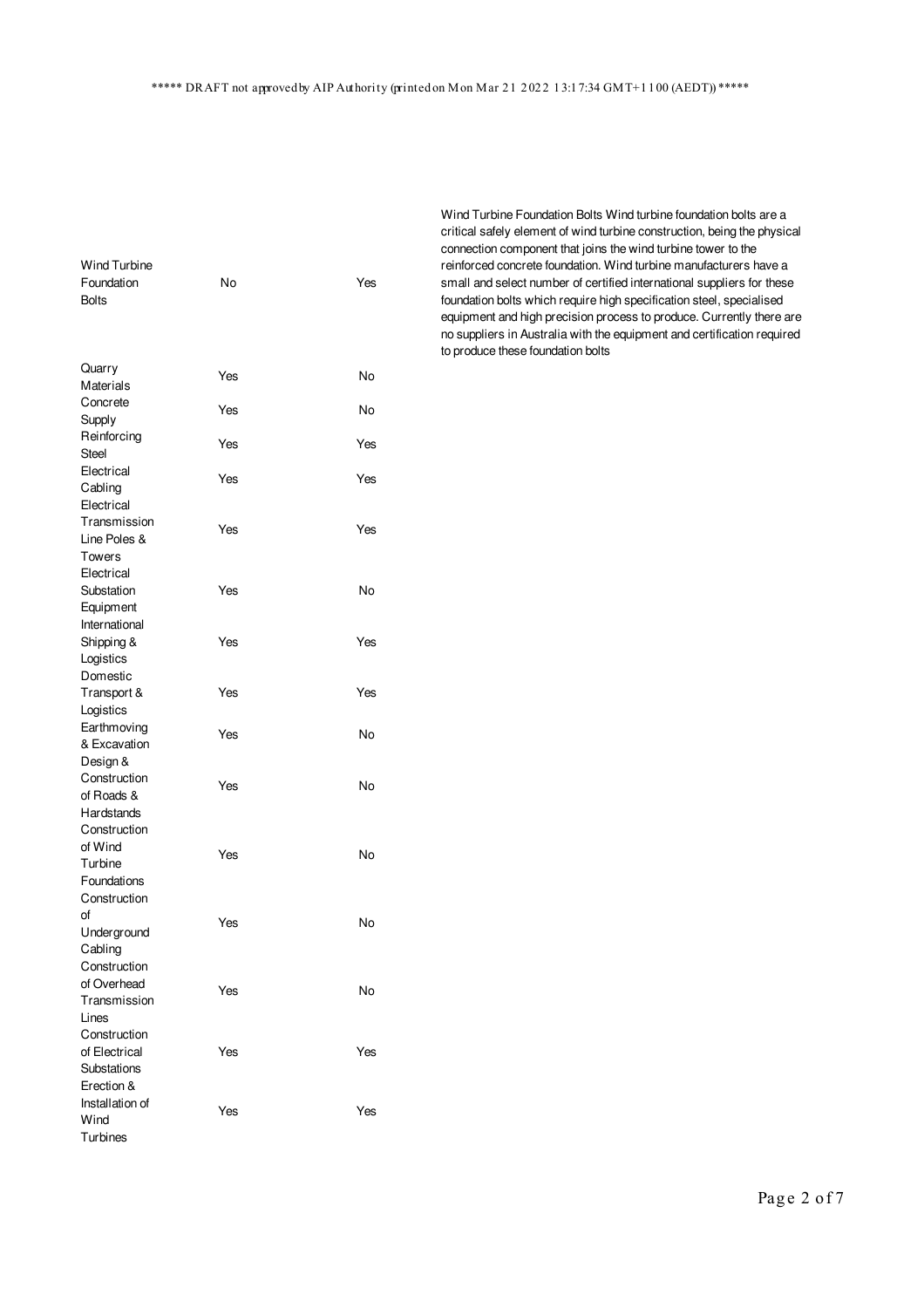***** DRAFT not approved by AIP Authority (printed on Mon Mar 21 2022 13:17:34 GMT+1100 (AEDT)) *****

| | | | |
|---|---|---|---|
| Wind Turbine Foundation Bolts | No | Yes | Wind Turbine Foundation Bolts Wind turbine foundation bolts are a critical safely element of wind turbine construction, being the physical connection component that joins the wind turbine tower to the reinforced concrete foundation. Wind turbine manufacturers have a small and select number of certified international suppliers for these foundation bolts which require high specification steel, specialised equipment and high precision process to produce. Currently there are no suppliers in Australia with the equipment and certification required to produce these foundation bolts |
| Quarry Materials | Yes | No | |
| Concrete Supply | Yes | No | |
| Reinforcing Steel | Yes | Yes | |
| Electrical Cabling | Yes | Yes | |
| Electrical Transmission Line Poles & Towers | Yes | Yes | |
| Electrical Substation Equipment | Yes | No | |
| International Shipping & Logistics | Yes | Yes | |
| Domestic Transport & Logistics | Yes | Yes | |
| Earthmoving & Excavation | Yes | No | |
| Design & Construction of Roads & Hardstands | Yes | No | |
| Construction of Wind Turbine Foundations | Yes | No | |
| Construction of Underground Cabling | Yes | No | |
| Construction of Overhead Transmission Lines | Yes | No | |
| Construction of Electrical Substations | Yes | Yes | |
| Erection & Installation of Wind Turbines | Yes | Yes | |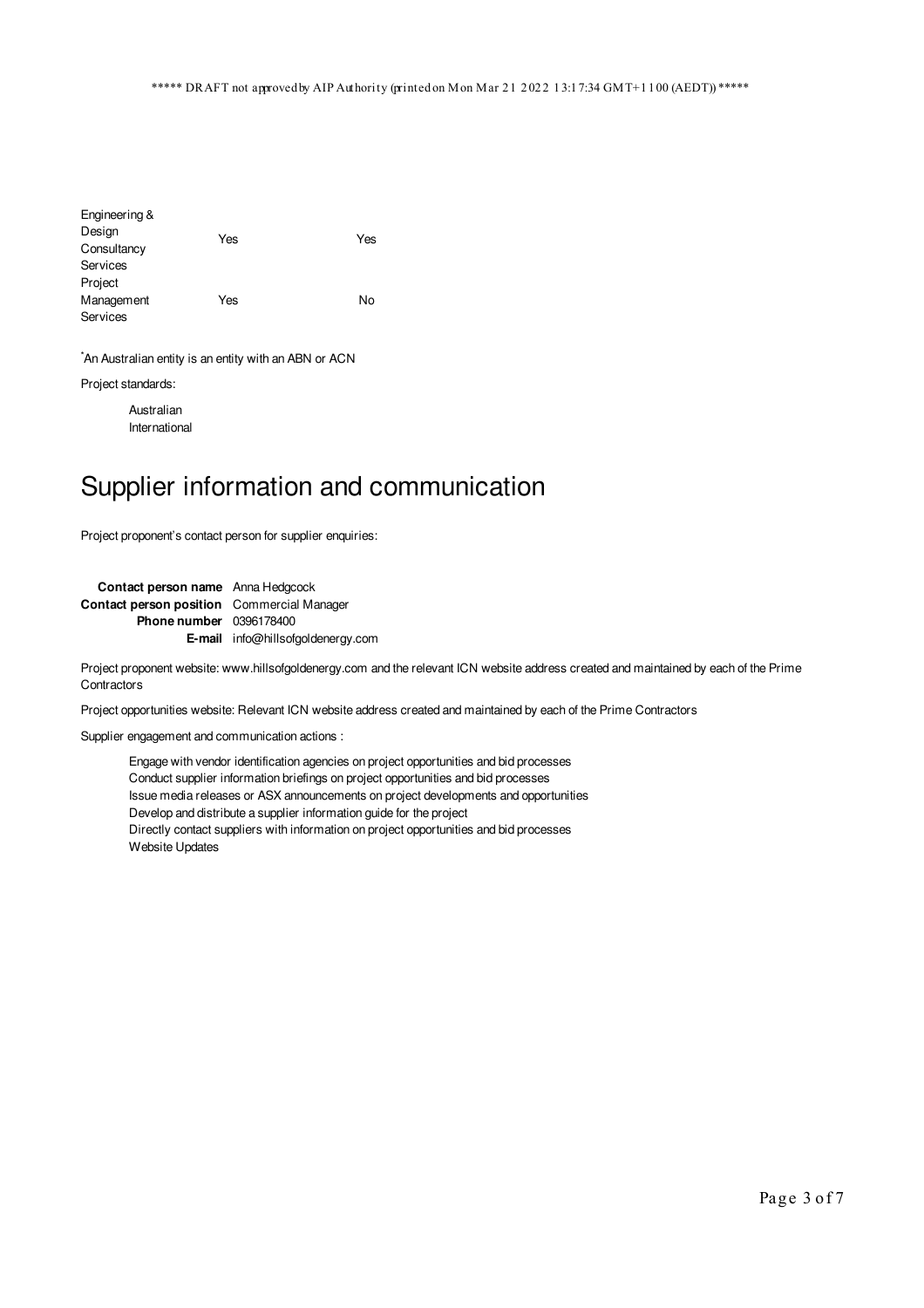***** DRAFT not approved by AIP Authority (printed on Mon Mar 21 2022 13:17:34 GMT+1100 (AEDT)) *****

| | | |
|---|---|---|
| Engineering & Design Consultancy Services | Yes | Yes |
| Project Management Services | Yes | No |

[*]An Australian entity is an entity with an ABN or ACN

Project standards:

- Australian
- International

# Supplier information and communication

Project proponent's contact person for supplier enquiries:

| | |
|---|---|
| **Contact person name** | Anna Hedgcock |
| **Contact person position** | Commercial Manager |
| **Phone number** | 0396178400 |
| **E-mail** | info@hillsofgoldenergy.com |

Project proponent website: www.hillsofgoldenergy.com and the relevant ICN website address created and maintained by each of the Prime Contractors

Project opportunities website: Relevant ICN website address created and maintained by each of the Prime Contractors

Supplier engagement and communication actions :

- Engage with vendor identification agencies on project opportunities and bid processes
- Conduct supplier information briefings on project opportunities and bid processes
- Issue media releases or ASX announcements on project developments and opportunities
- Develop and distribute a supplier information guide for the project
- Directly contact suppliers with information on project opportunities and bid processes
- Website Updates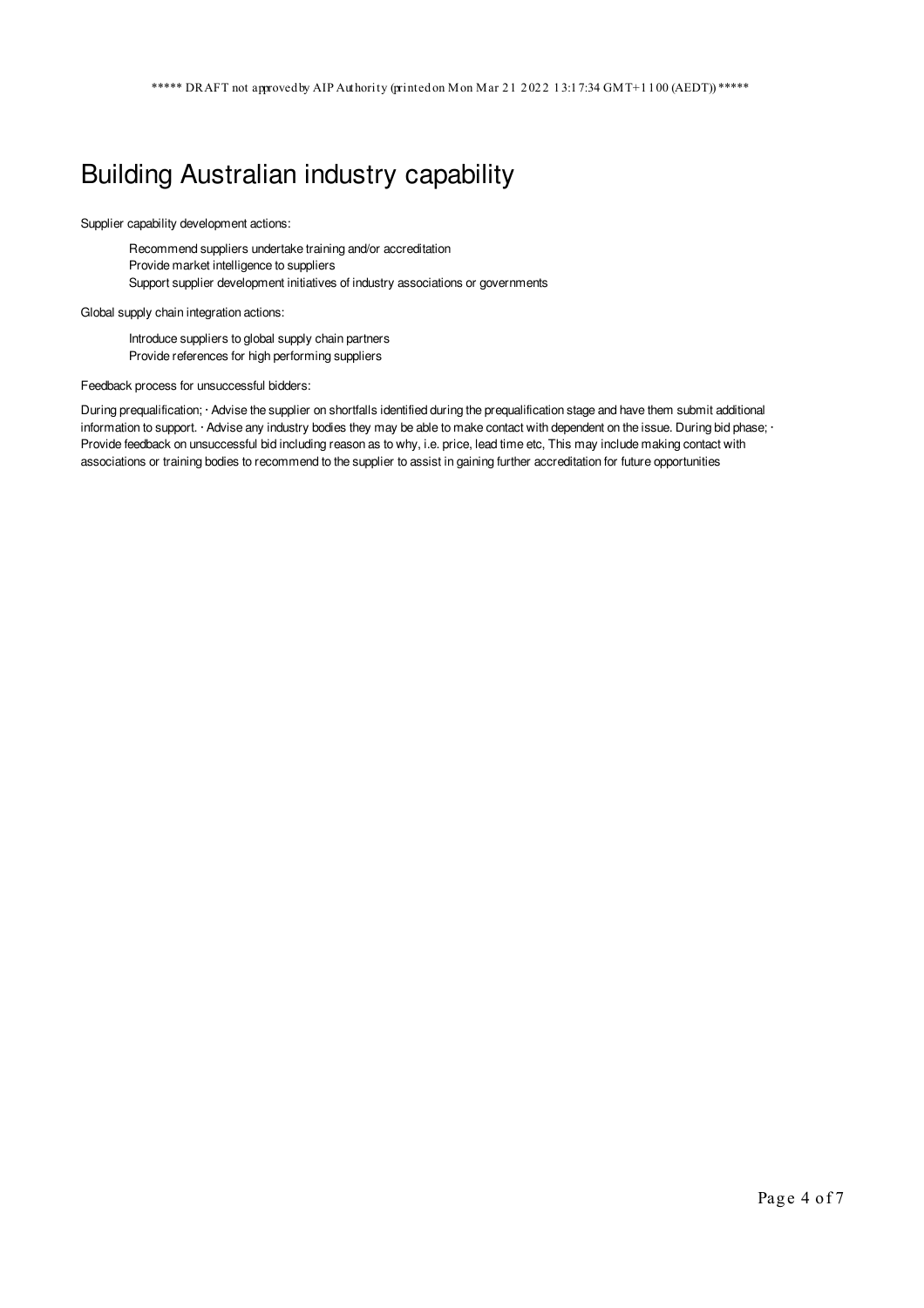# Building Australian industry capability

Supplier capability development actions:

- Recommend suppliers undertake training and/or accreditation
- Provide market intelligence to suppliers
- Support supplier development initiatives of industry associations or governments

Global supply chain integration actions:

- Introduce suppliers to global supply chain partners
- Provide references for high performing suppliers

Feedback process for unsuccessful bidders:

During prequalification; · Advise the supplier on shortfalls identified during the prequalification stage and have them submit additional information to support. · Advise any industry bodies they may be able to make contact with dependent on the issue. During bid phase; · Provide feedback on unsuccessful bid including reason as to why, i.e. price, lead time etc, This may include making contact with associations or training bodies to recommend to the supplier to assist in gaining further accreditation for future opportunities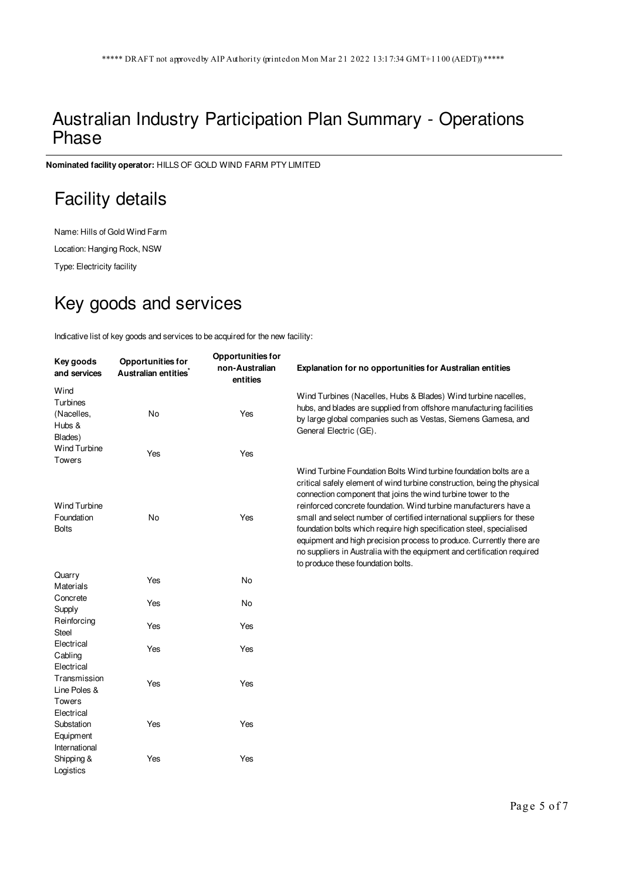***** DRAFT not approved by AIP Authority (printed on Mon Mar 21 2022 13:17:34 GMT+1100 (AEDT)) *****

# Australian Industry Participation Plan Summary - Operations Phase

**Nominated facility operator:** HILLS OF GOLD WIND FARM PTY LIMITED

## Facility details

Name: Hills of Gold Wind Farm

Location: Hanging Rock, NSW

Type: Electricity facility

## Key goods and services

Indicative list of key goods and services to be acquired for the new facility:

| Key goods and services | Opportunities for Australian entities* | Opportunities for non-Australian entities | Explanation for no opportunities for Australian entities |
|---|---|---|---|
| Wind Turbines (Nacelles, Hubs & Blades) | No | Yes | Wind Turbines (Nacelles, Hubs & Blades) Wind turbine nacelles, hubs, and blades are supplied from offshore manufacturing facilities by large global companies such as Vestas, Siemens Gamesa, and General Electric (GE). |
| Wind Turbine Towers | Yes | Yes | |
| Wind Turbine Foundation Bolts | No | Yes | Wind Turbine Foundation Bolts Wind turbine foundation bolts are a critical safely element of wind turbine construction, being the physical connection component that joins the wind turbine tower to the reinforced concrete foundation. Wind turbine manufacturers have a small and select number of certified international suppliers for these foundation bolts which require high specification steel, specialised equipment and high precision process to produce. Currently there are no suppliers in Australia with the equipment and certification required to produce these foundation bolts. |
| Quarry Materials | Yes | No | |
| Concrete Supply | Yes | No | |
| Reinforcing Steel | Yes | Yes | |
| Electrical Cabling | Yes | Yes | |
| Electrical Transmission Line Poles & Towers | Yes | Yes | |
| Electrical Substation Equipment | Yes | Yes | |
| International Shipping & Logistics | Yes | Yes | |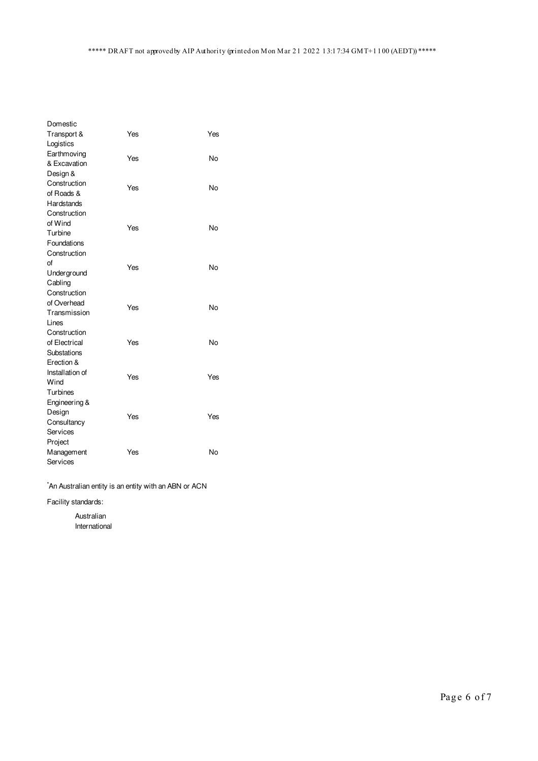| | | |
|---|---|---|
| Domestic Transport & Logistics | Yes | Yes |
| Earthmoving & Excavation | Yes | No |
| Design & Construction of Roads & Hardstands | Yes | No |
| Construction of Wind Turbine Foundations | Yes | No |
| Construction of Underground Cabling | Yes | No |
| Construction of Overhead Transmission Lines | Yes | No |
| Construction of Electrical Substations | Yes | No |
| Erection & Installation of Wind Turbines | Yes | Yes |
| Engineering & Design Consultancy Services | Yes | Yes |
| Project Management Services | Yes | No |

*An Australian entity is an entity with an ABN or ACN

Facility standards:

- Australian
- International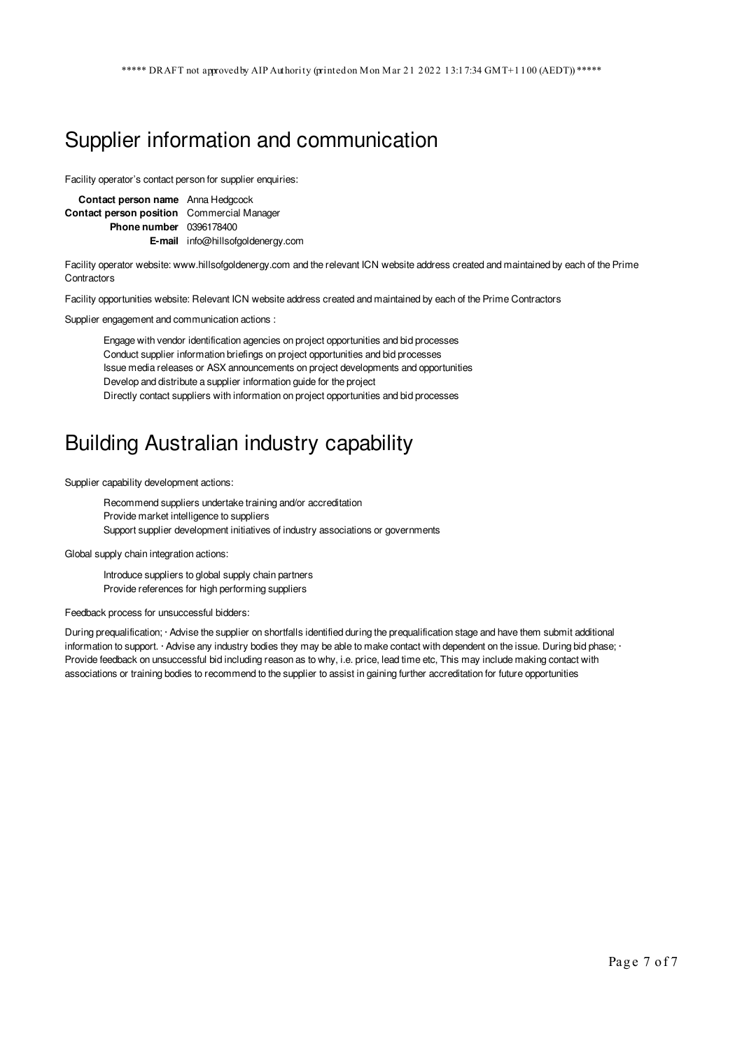# Supplier information and communication

Facility operator's contact person for supplier enquiries:

| | |
|---|---|
| **Contact person name** | Anna Hedgcock |
| **Contact person position** | Commercial Manager |
| **Phone number** | 0396178400 |
| **E-mail** | info@hillsofgoldenergy.com |

Facility operator website: www.hillsofgoldenergy.com and the relevant ICN website address created and maintained by each of the Prime Contractors

Facility opportunities website: Relevant ICN website address created and maintained by each of the Prime Contractors

Supplier engagement and communication actions :

- Engage with vendor identification agencies on project opportunities and bid processes
- Conduct supplier information briefings on project opportunities and bid processes
- Issue media releases or ASX announcements on project developments and opportunities
- Develop and distribute a supplier information guide for the project
- Directly contact suppliers with information on project opportunities and bid processes

# Building Australian industry capability

Supplier capability development actions:

- Recommend suppliers undertake training and/or accreditation
- Provide market intelligence to suppliers
- Support supplier development initiatives of industry associations or governments

Global supply chain integration actions:

- Introduce suppliers to global supply chain partners
- Provide references for high performing suppliers

Feedback process for unsuccessful bidders:

During prequalification; · Advise the supplier on shortfalls identified during the prequalification stage and have them submit additional information to support. · Advise any industry bodies they may be able to make contact with dependent on the issue. During bid phase; · Provide feedback on unsuccessful bid including reason as to why, i.e. price, lead time etc, This may include making contact with associations or training bodies to recommend to the supplier to assist in gaining further accreditation for future opportunities